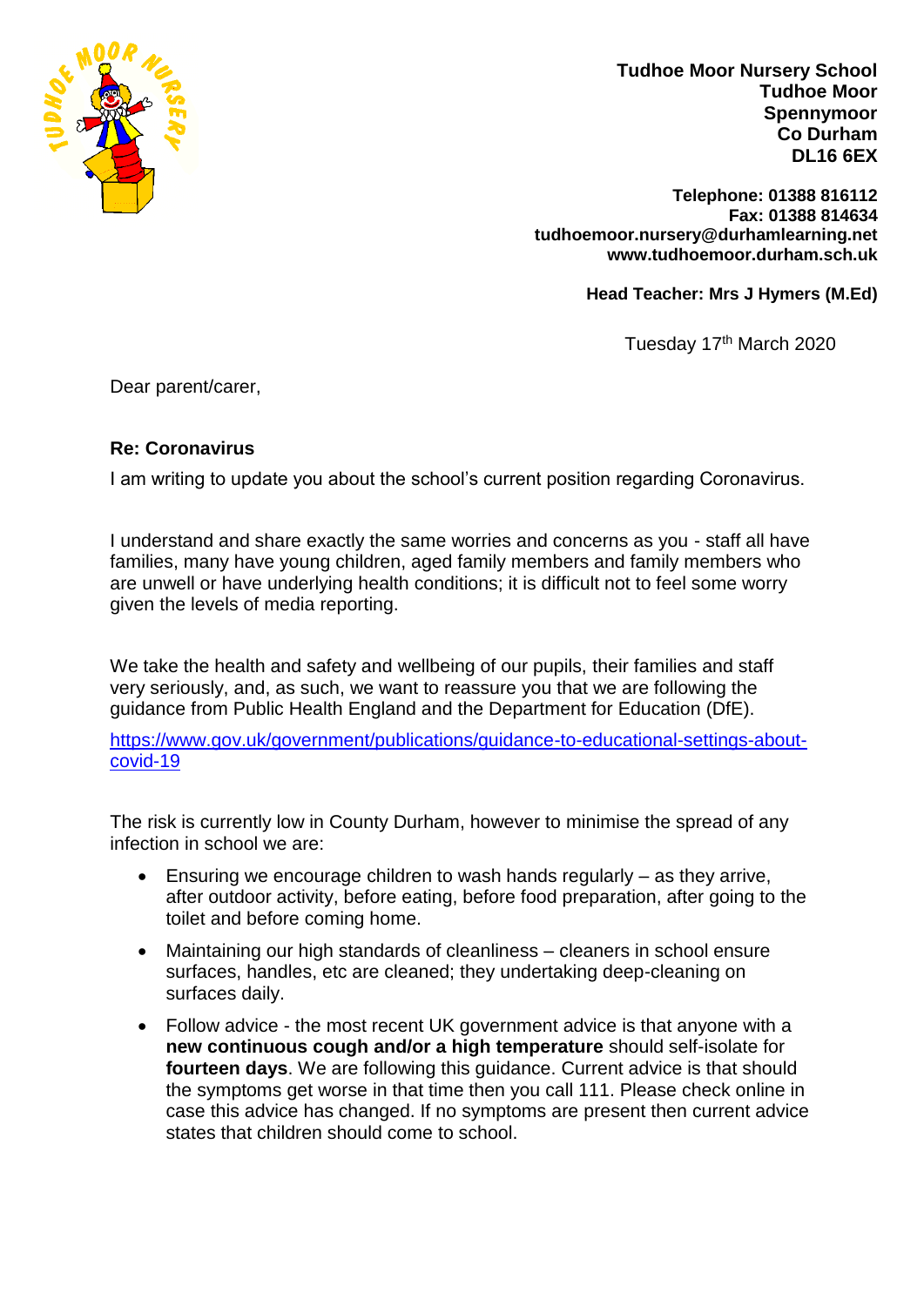**Tudhoe Moor Nursery School**
**Tudhoe Moor**
**Spennymoor**
**Co Durham**
**DL16 6EX**

**Telephone: 01388 816112**
**Fax: 01388 814634**
**tudhoemoor.nursery@durhamlearning.net**
**www.tudhoemoor.durham.sch.uk**

**Head Teacher: Mrs J Hymers (M.Ed)**

Tuesday 17th March 2020

Dear parent/carer,

**Re: Coronavirus**

I am writing to update you about the school's current position regarding Coronavirus.

I understand and share exactly the same worries and concerns as you - staff all have families, many have young children, aged family members and family members who are unwell or have underlying health conditions; it is difficult not to feel some worry given the levels of media reporting.

We take the health and safety and wellbeing of our pupils, their families and staff very seriously, and, as such, we want to reassure you that we are following the guidance from Public Health England and the Department for Education (DfE).

https://www.gov.uk/government/publications/guidance-to-educational-settings-about-covid-19

The risk is currently low in County Durham, however to minimise the spread of any infection in school we are:

- Ensuring we encourage children to wash hands regularly – as they arrive, after outdoor activity, before eating, before food preparation, after going to the toilet and before coming home.
- Maintaining our high standards of cleanliness – cleaners in school ensure surfaces, handles, etc are cleaned; they undertaking deep-cleaning on surfaces daily.
- Follow advice - the most recent UK government advice is that anyone with a **new continuous cough and/or a high temperature** should self-isolate for **fourteen days**. We are following this guidance. Current advice is that should the symptoms get worse in that time then you call 111. Please check online in case this advice has changed. If no symptoms are present then current advice states that children should come to school.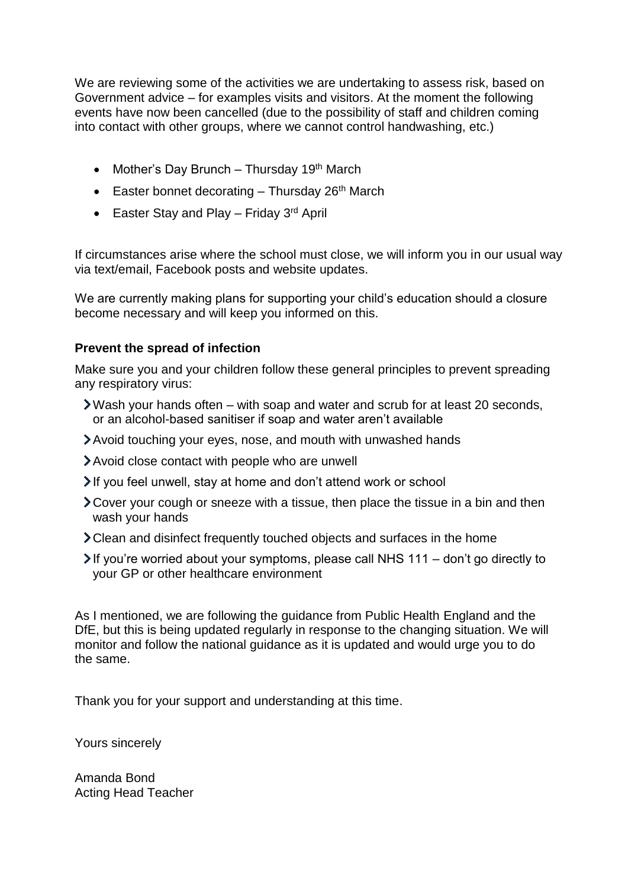We are reviewing some of the activities we are undertaking to assess risk, based on Government advice – for examples visits and visitors. At the moment the following events have now been cancelled (due to the possibility of staff and children coming into contact with other groups, where we cannot control handwashing, etc.)

- Mother's Day Brunch – Thursday 19th March
- Easter bonnet decorating – Thursday 26th March
- Easter Stay and Play – Friday 3rd April

If circumstances arise where the school must close, we will inform you in our usual way via text/email, Facebook posts and website updates.

We are currently making plans for supporting your child's education should a closure become necessary and will keep you informed on this.

**Prevent the spread of infection**

Make sure you and your children follow these general principles to prevent spreading any respiratory virus:

- Wash your hands often – with soap and water and scrub for at least 20 seconds, or an alcohol-based sanitiser if soap and water aren't available
- Avoid touching your eyes, nose, and mouth with unwashed hands
- Avoid close contact with people who are unwell
- If you feel unwell, stay at home and don't attend work or school
- Cover your cough or sneeze with a tissue, then place the tissue in a bin and then wash your hands
- Clean and disinfect frequently touched objects and surfaces in the home
- If you're worried about your symptoms, please call NHS 111 – don't go directly to your GP or other healthcare environment

As I mentioned, we are following the guidance from Public Health England and the DfE, but this is being updated regularly in response to the changing situation. We will monitor and follow the national guidance as it is updated and would urge you to do the same.

Thank you for your support and understanding at this time.

Yours sincerely

Amanda Bond
Acting Head Teacher